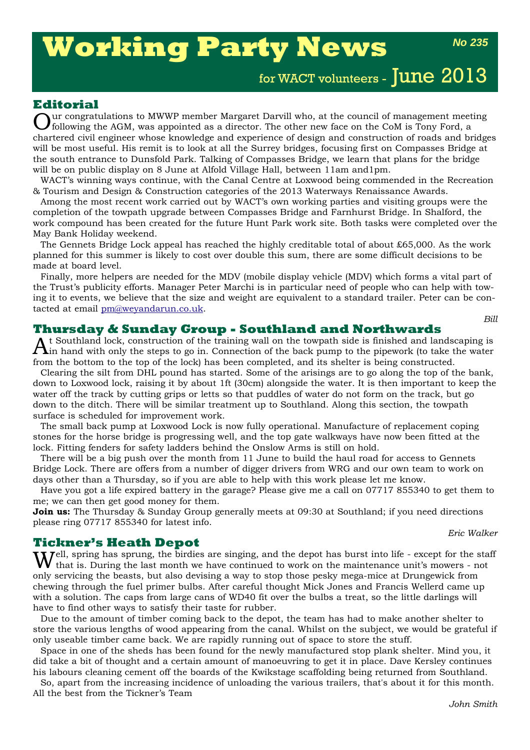# Working Party News

**No 235**

for WACT volunteers - June 2013

## Editorial

Our congratulations to MWWP member Margaret Darvill who, at the council of management meeting following the AGM, was appointed as a director. The other new face on the CoM is Tony Ford, a chartered civil engineer whose knowledge and experience of design and construction of roads and bridges will be most useful. His remit is to look at all the Surrey bridges, focusing first on Compasses Bridge at the south entrance to Dunsfold Park. Talking of Compasses Bridge, we learn that plans for the bridge will be on public display on 8 June at Alfold Village Hall, between 11am and1pm.

WACT's winning ways continue, with the Canal Centre at Loxwood being commended in the Recreation & Tourism and Design & Construction categories of the 2013 Waterways Renaissance Awards.

Among the most recent work carried out by WACT's own working parties and visiting groups were the completion of the towpath upgrade between Compasses Bridge and Farnhurst Bridge. In Shalford, the work compound has been created for the future Hunt Park work site. Both tasks were completed over the May Bank Holiday weekend.

The Gennets Bridge Lock appeal has reached the highly creditable total of about £65,000. As the work planned for this summer is likely to cost over double this sum, there are some difficult decisions to be made at board level.

Finally, more helpers are needed for the MDV (mobile display vehicle (MDV) which forms a vital part of the Trust's publicity efforts. Manager Peter Marchi is in particular need of people who can help with towing it to events, we believe that the size and weight are equivalent to a standard trailer. Peter can be contacted at email pm@weyandarun.co.uk.

*Bill*

## Thursday & Sunday Group - Southland and Northwards

At Southland lock, construction of the training wall on the towpath side is finished and landscaping is in hand with only the steps to go in. Connection of the back pump to the pipework (to take the water from the bottom to the top of the lock) has been completed, and its shelter is being constructed.

Clearing the silt from DHL pound has started. Some of the arisings are to go along the top of the bank, down to Loxwood lock, raising it by about 1ft (30cm) alongside the water. It is then important to keep the water off the track by cutting grips or letts so that puddles of water do not form on the track, but go down to the ditch. There will be similar treatment up to Southland. Along this section, the towpath surface is scheduled for improvement work.

The small back pump at Loxwood Lock is now fully operational. Manufacture of replacement coping stones for the horse bridge is progressing well, and the top gate walkways have now been fitted at the lock. Fitting fenders for safety ladders behind the Onslow Arms is still on hold.

There will be a big push over the month from 11 June to build the haul road for access to Gennets Bridge Lock. There are offers from a number of digger drivers from WRG and our own team to work on days other than a Thursday, so if you are able to help with this work please let me know.

Have you got a life expired battery in the garage? Please give me a call on 07717 855340 to get them to me; we can then get good money for them.

**Join us:** The Thursday & Sunday Group generally meets at 09:30 at Southland; if you need directions please ring 07717 855340 for latest info.

*Eric Walker*

## Tickner's Heath Depot

Well, spring has sprung, the birdies are singing, and the depot has burst into life - except for the staff that is. During the last month we have continued to work on the maintenance unit's mowers - not only servicing the beasts, but also devising a way to stop those pesky mega-mice at Drungewick from chewing through the fuel primer bulbs. After careful thought Mick Jones and Francis Wellerd came up with a solution. The caps from large cans of WD40 fit over the bulbs a treat, so the little darlings will have to find other ways to satisfy their taste for rubber.

Due to the amount of timber coming back to the depot, the team has had to make another shelter to store the various lengths of wood appearing from the canal. Whilst on the subject, we would be grateful if only useable timber came back. We are rapidly running out of space to store the stuff.

Space in one of the sheds has been found for the newly manufactured stop plank shelter. Mind you, it did take a bit of thought and a certain amount of manoeuvring to get it in place. Dave Kersley continues his labours cleaning cement off the boards of the Kwikstage scaffolding being returned from Southland.

So, apart from the increasing incidence of unloading the various trailers, that's about it for this month. All the best from the Tickner's Team

*John Smith*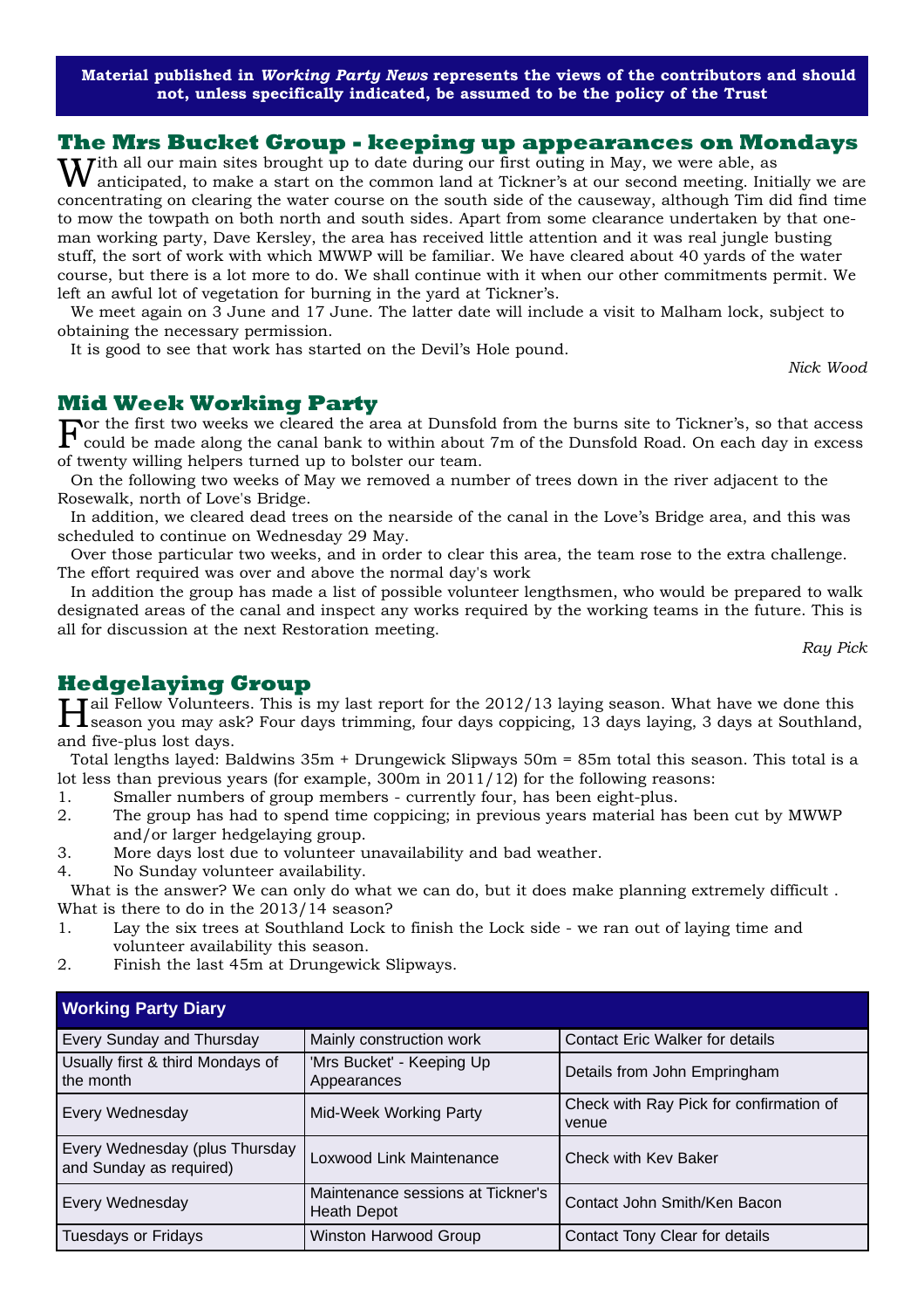**Material published in *Working Party News* represents the views of the contributors and should not, unless specifically indicated, be assumed to be the policy of the Trust**

## The Mrs Bucket Group - keeping up appearances on Mondays

With all our main sites brought up to date during our first outing in May, we were able, as anticipated, to make a start on the common land at Tickner's at our second meeting. Initially we are concentrating on clearing the water course on the south side of the causeway, although Tim did find time to mow the towpath on both north and south sides. Apart from some clearance undertaken by that one-man working party, Dave Kersley, the area has received little attention and it was real jungle busting stuff, the sort of work with which MWWP will be familiar. We have cleared about 40 yards of the water course, but there is a lot more to do. We shall continue with it when our other commitments permit. We left an awful lot of vegetation for burning in the yard at Tickner's.

We meet again on 3 June and 17 June. The latter date will include a visit to Malham lock, subject to obtaining the necessary permission.

It is good to see that work has started on the Devil's Hole pound.

*Nick Wood*

## Mid Week Working Party

For the first two weeks we cleared the area at Dunsfold from the burns site to Tickner's, so that access could be made along the canal bank to within about 7m of the Dunsfold Road. On each day in excess of twenty willing helpers turned up to bolster our team.

On the following two weeks of May we removed a number of trees down in the river adjacent to the Rosewalk, north of Love's Bridge.

In addition, we cleared dead trees on the nearside of the canal in the Love's Bridge area, and this was scheduled to continue on Wednesday 29 May.

Over those particular two weeks, and in order to clear this area, the team rose to the extra challenge. The effort required was over and above the normal day's work

In addition the group has made a list of possible volunteer lengthsmen, who would be prepared to walk designated areas of the canal and inspect any works required by the working teams in the future. This is all for discussion at the next Restoration meeting.

*Ray Pick*

## Hedgelaying Group

Hail Fellow Volunteers. This is my last report for the 2012/13 laying season. What have we done this season you may ask? Four days trimming, four days coppicing, 13 days laying, 3 days at Southland, and five-plus lost days.

Total lengths layed: Baldwins 35m + Drungewick Slipways 50m = 85m total this season. This total is a lot less than previous years (for example, 300m in 2011/12) for the following reasons:

1. Smaller numbers of group members - currently four, has been eight-plus.
2. The group has had to spend time coppicing; in previous years material has been cut by MWWP and/or larger hedgelaying group.
3. More days lost due to volunteer unavailability and bad weather.
4. No Sunday volunteer availability.

What is the answer? We can only do what we can do, but it does make planning extremely difficult . What is there to do in the 2013/14 season?

1. Lay the six trees at Southland Lock to finish the Lock side - we ran out of laying time and volunteer availability this season.
2. Finish the last 45m at Drungewick Slipways.

| Working Party Diary | | |
|---|---|---|
| Every Sunday and Thursday | Mainly construction work | Contact Eric Walker for details |
| Usually first & third Mondays of the month | 'Mrs Bucket' - Keeping Up Appearances | Details from John Empringham |
| Every Wednesday | Mid-Week Working Party | Check with Ray Pick for confirmation of venue |
| Every Wednesday (plus Thursday and Sunday as required) | Loxwood Link Maintenance | Check with Kev Baker |
| Every Wednesday | Maintenance sessions at Tickner's Heath Depot | Contact John Smith/Ken Bacon |
| Tuesdays or Fridays | Winston Harwood Group | Contact Tony Clear for details |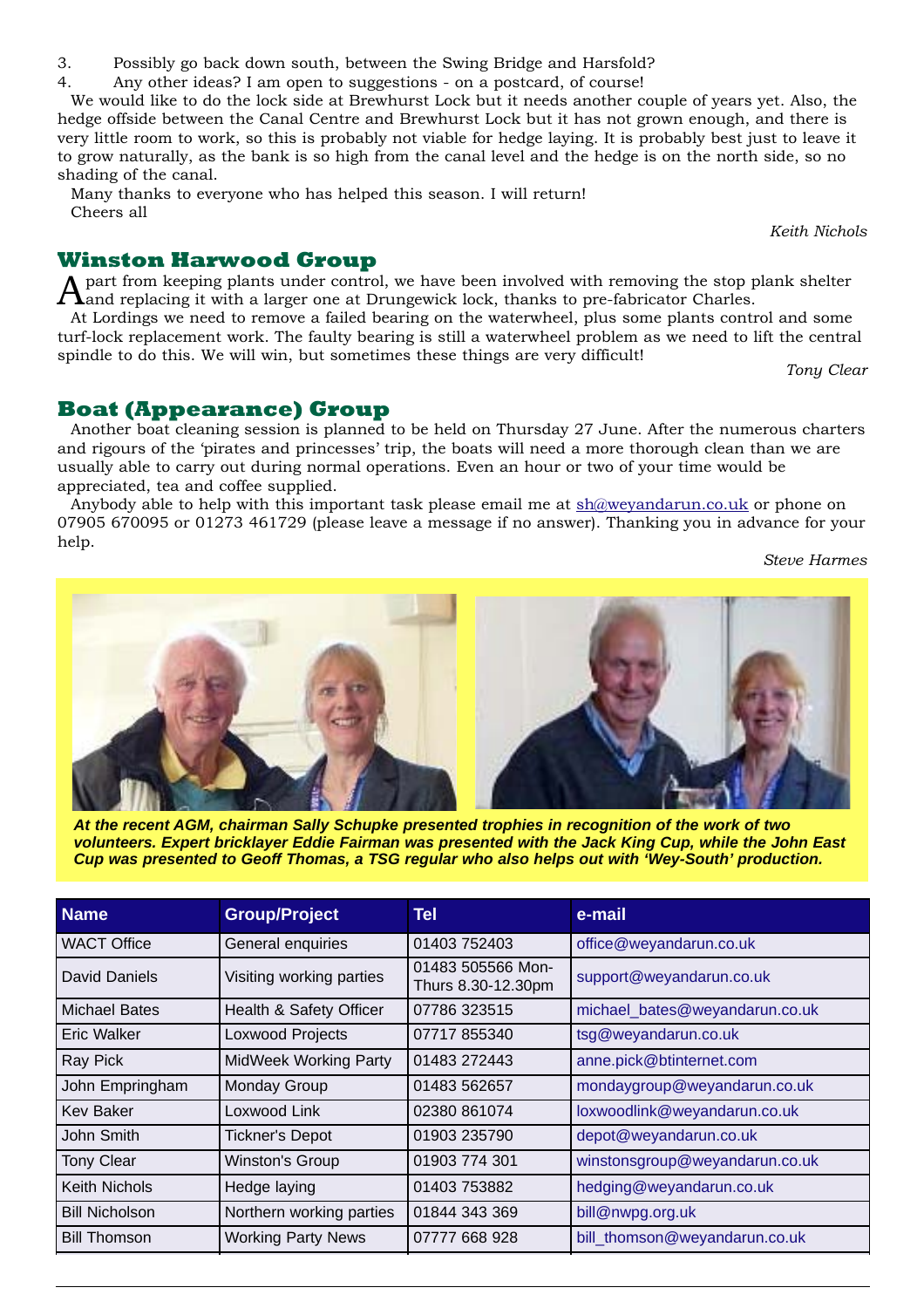3. Possibly go back down south, between the Swing Bridge and Harsfold?
4. Any other ideas? I am open to suggestions - on a postcard, of course!

We would like to do the lock side at Brewhurst Lock but it needs another couple of years yet. Also, the hedge offside between the Canal Centre and Brewhurst Lock but it has not grown enough, and there is very little room to work, so this is probably not viable for hedge laying. It is probably best just to leave it to grow naturally, as the bank is so high from the canal level and the hedge is on the north side, so no shading of the canal.

Many thanks to everyone who has helped this season. I will return!
Cheers all

*Keith Nichols*

## Winston Harwood Group

Apart from keeping plants under control, we have been involved with removing the stop plank shelter and replacing it with a larger one at Drungewick lock, thanks to pre-fabricator Charles.

At Lordings we need to remove a failed bearing on the waterwheel, plus some plants control and some turf-lock replacement work. The faulty bearing is still a waterwheel problem as we need to lift the central spindle to do this. We will win, but sometimes these things are very difficult!

*Tony Clear*

## Boat (Appearance) Group

Another boat cleaning session is planned to be held on Thursday 27 June. After the numerous charters and rigours of the 'pirates and princesses' trip, the boats will need a more thorough clean than we are usually able to carry out during normal operations. Even an hour or two of your time would be appreciated, tea and coffee supplied.

Anybody able to help with this important task please email me at sh@weyandarun.co.uk or phone on 07905 670095 or 01273 461729 (please leave a message if no answer). Thanking you in advance for your help.

*Steve Harmes*

***At the recent AGM, chairman Sally Schupke presented trophies in recognition of the work of two volunteers. Expert bricklayer Eddie Fairman was presented with the Jack King Cup, while the John East Cup was presented to Geoff Thomas, a TSG regular who also helps out with 'Wey-South' production.***

| Name | Group/Project | Tel | e-mail |
|---|---|---|---|
| WACT Office | General enquiries | 01403 752403 | office@weyandarun.co.uk |
| David Daniels | Visiting working parties | 01483 505566 Mon-Thurs 8.30-12.30pm | support@weyandarun.co.uk |
| Michael Bates | Health & Safety Officer | 07786 323515 | michael_bates@weyandarun.co.uk |
| Eric Walker | Loxwood Projects | 07717 855340 | tsg@weyandarun.co.uk |
| Ray Pick | MidWeek Working Party | 01483 272443 | anne.pick@btinternet.com |
| John Empringham | Monday Group | 01483 562657 | mondaygroup@weyandarun.co.uk |
| Kev Baker | Loxwood Link | 02380 861074 | loxwoodlink@weyandarun.co.uk |
| John Smith | Tickner's Depot | 01903 235790 | depot@weyandarun.co.uk |
| Tony Clear | Winston's Group | 01903 774 301 | winstonsgroup@weyandarun.co.uk |
| Keith Nichols | Hedge laying | 01403 753882 | hedging@weyandarun.co.uk |
| Bill Nicholson | Northern working parties | 01844 343 369 | bill@nwpg.org.uk |
| Bill Thomson | Working Party News | 07777 668 928 | bill_thomson@weyandarun.co.uk |